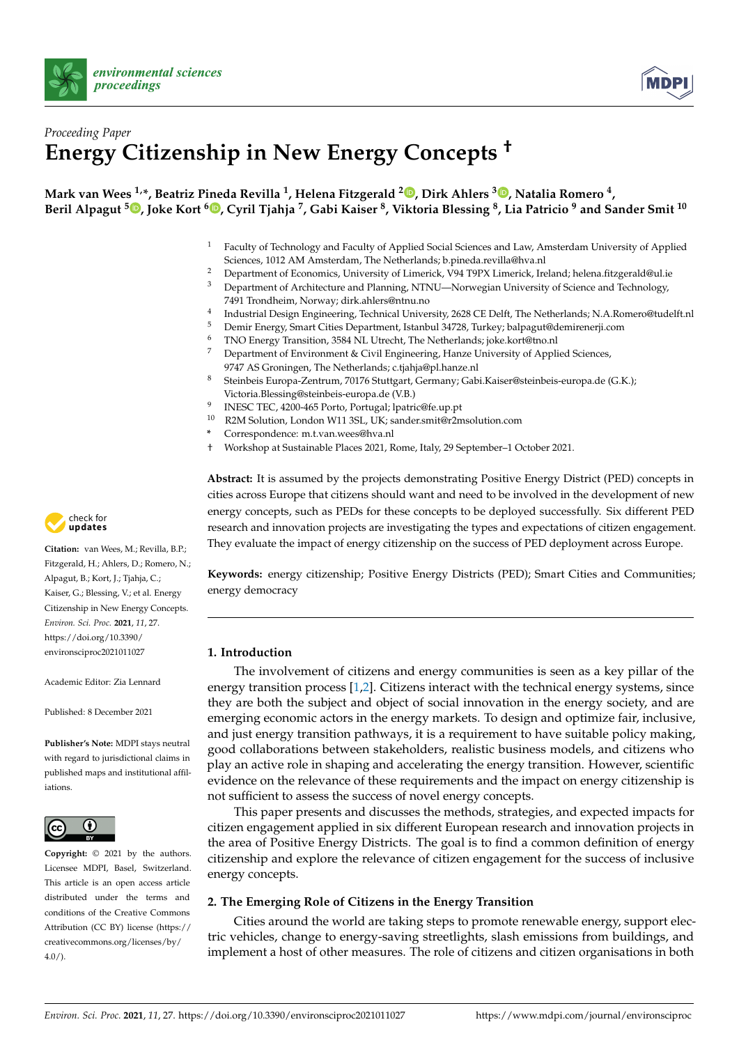*Proceeding Paper*

# Energy Citizenship in New Energy Concepts †

**Mark van Wees [1,*], Beatriz Pineda Revilla [1], Helena Fitzgerald [2], Dirk Ahlers [3], Natalia Romero [4], Beril Alpagut [5], Joke Kort [6], Cyril Tjahja [7], Gabi Kaiser [8], Viktoria Blessing [8], Lia Patricio [9] and Sander Smit [10]**

1. Faculty of Technology and Faculty of Applied Social Sciences and Law, Amsterdam University of Applied Sciences, 1012 AM Amsterdam, The Netherlands; b.pineda.revilla@hva.nl
2. Department of Economics, University of Limerick, V94 T9PX Limerick, Ireland; helena.fitzgerald@ul.ie
3. Department of Architecture and Planning, NTNU—Norwegian University of Science and Technology, 7491 Trondheim, Norway; dirk.ahlers@ntnu.no
4. Industrial Design Engineering, Technical University, 2628 CE Delft, The Netherlands; N.A.Romero@tudelft.nl
5. Demir Energy, Smart Cities Department, Istanbul 34728, Turkey; balpagut@demirenerji.com
6. TNO Energy Transition, 3584 NL Utrecht, The Netherlands; joke.kort@tno.nl
7. Department of Environment & Civil Engineering, Hanze University of Applied Sciences, 9747 AS Groningen, The Netherlands; c.tjahja@pl.hanze.nl
8. Steinbeis Europa-Zentrum, 70176 Stuttgart, Germany; Gabi.Kaiser@steinbeis-europa.de (G.K.); Victoria.Blessing@steinbeis-europa.de (V.B.)
9. INESC TEC, 4200-465 Porto, Portugal; lpatric@fe.up.pt
10. R2M Solution, London W11 3SL, UK; sander.smit@r2msolution.com

\* Correspondence: m.t.van.wees@hva.nl

† Workshop at Sustainable Places 2021, Rome, Italy, 29 September–1 October 2021.

**Citation:** van Wees, M.; Revilla, B.P.; Fitzgerald, H.; Ahlers, D.; Romero, N.; Alpagut, B.; Kort, J.; Tjahja, C.; Kaiser, G.; Blessing, V.; et al. Energy Citizenship in New Energy Concepts. *Environ. Sci. Proc.* **2021**, *11*, 27. https://doi.org/10.3390/environsciproc2021011027

Academic Editor: Zia Lennard

Published: 8 December 2021

**Publisher's Note:** MDPI stays neutral with regard to jurisdictional claims in published maps and institutional affiliations.

**Copyright:** © 2021 by the authors. Licensee MDPI, Basel, Switzerland. This article is an open access article distributed under the terms and conditions of the Creative Commons Attribution (CC BY) license (https://creativecommons.org/licenses/by/4.0/).

**Abstract:** It is assumed by the projects demonstrating Positive Energy District (PED) concepts in cities across Europe that citizens should want and need to be involved in the development of new energy concepts, such as PEDs for these concepts to be deployed successfully. Six different PED research and innovation projects are investigating the types and expectations of citizen engagement. They evaluate the impact of energy citizenship on the success of PED deployment across Europe.

**Keywords:** energy citizenship; Positive Energy Districts (PED); Smart Cities and Communities; energy democracy

## 1. Introduction

The involvement of citizens and energy communities is seen as a key pillar of the energy transition process [1,2]. Citizens interact with the technical energy systems, since they are both the subject and object of social innovation in the energy society, and are emerging economic actors in the energy markets. To design and optimize fair, inclusive, and just energy transition pathways, it is a requirement to have suitable policy making, good collaborations between stakeholders, realistic business models, and citizens who play an active role in shaping and accelerating the energy transition. However, scientific evidence on the relevance of these requirements and the impact on energy citizenship is not sufficient to assess the success of novel energy concepts.

This paper presents and discusses the methods, strategies, and expected impacts for citizen engagement applied in six different European research and innovation projects in the area of Positive Energy Districts. The goal is to find a common definition of energy citizenship and explore the relevance of citizen engagement for the success of inclusive energy concepts.

## 2. The Emerging Role of Citizens in the Energy Transition

Cities around the world are taking steps to promote renewable energy, support electric vehicles, change to energy-saving streetlights, slash emissions from buildings, and implement a host of other measures. The role of citizens and citizen organisations in both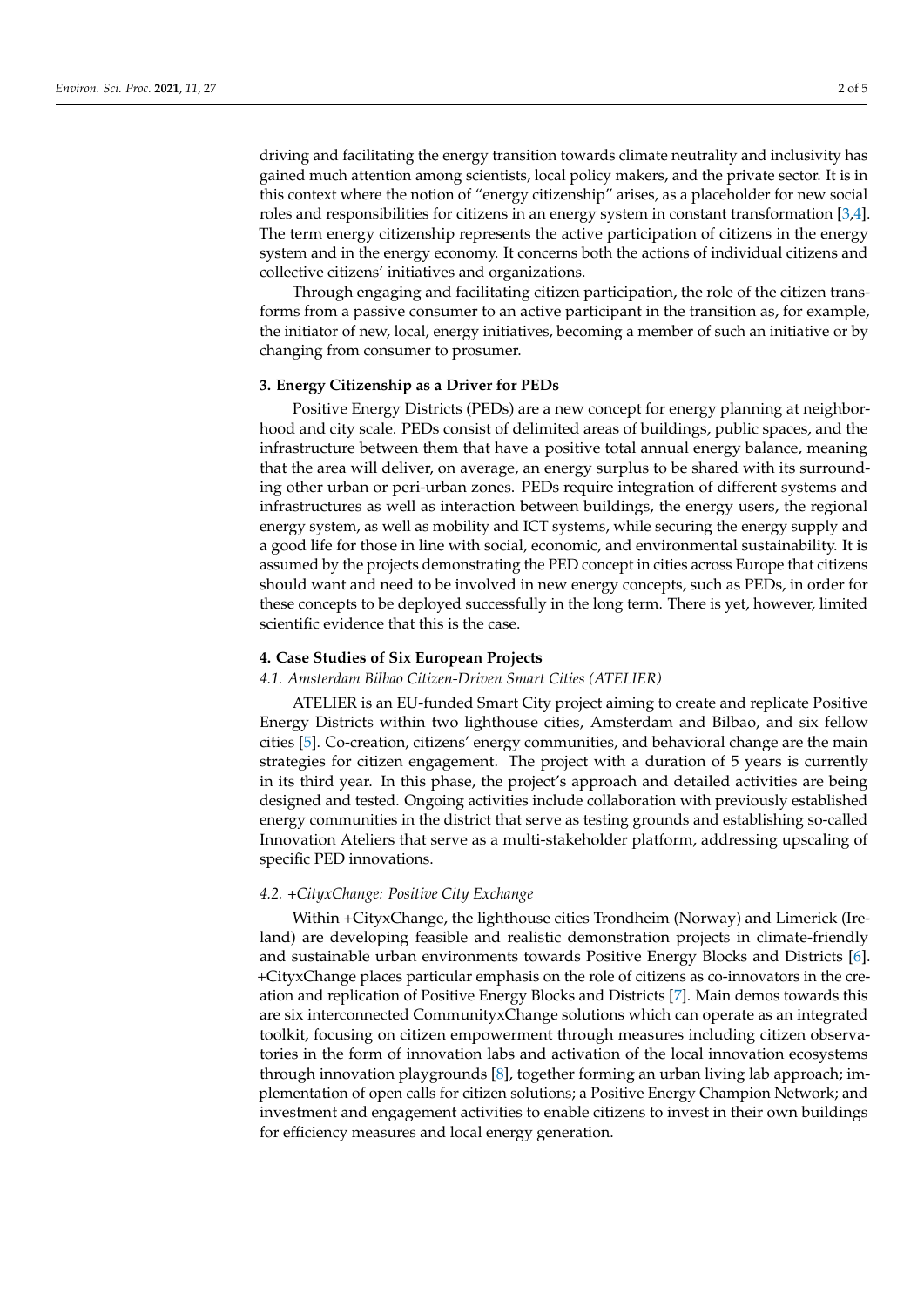driving and facilitating the energy transition towards climate neutrality and inclusivity has gained much attention among scientists, local policy makers, and the private sector. It is in this context where the notion of "energy citizenship" arises, as a placeholder for new social roles and responsibilities for citizens in an energy system in constant transformation [3,4]. The term energy citizenship represents the active participation of citizens in the energy system and in the energy economy. It concerns both the actions of individual citizens and collective citizens' initiatives and organizations.

Through engaging and facilitating citizen participation, the role of the citizen transforms from a passive consumer to an active participant in the transition as, for example, the initiator of new, local, energy initiatives, becoming a member of such an initiative or by changing from consumer to prosumer.

## 3. Energy Citizenship as a Driver for PEDs

Positive Energy Districts (PEDs) are a new concept for energy planning at neighborhood and city scale. PEDs consist of delimited areas of buildings, public spaces, and the infrastructure between them that have a positive total annual energy balance, meaning that the area will deliver, on average, an energy surplus to be shared with its surrounding other urban or peri-urban zones. PEDs require integration of different systems and infrastructures as well as interaction between buildings, the energy users, the regional energy system, as well as mobility and ICT systems, while securing the energy supply and a good life for those in line with social, economic, and environmental sustainability. It is assumed by the projects demonstrating the PED concept in cities across Europe that citizens should want and need to be involved in new energy concepts, such as PEDs, in order for these concepts to be deployed successfully in the long term. There is yet, however, limited scientific evidence that this is the case.

## 4. Case Studies of Six European Projects

### *4.1. Amsterdam Bilbao Citizen-Driven Smart Cities (ATELIER)*

ATELIER is an EU-funded Smart City project aiming to create and replicate Positive Energy Districts within two lighthouse cities, Amsterdam and Bilbao, and six fellow cities [5]. Co-creation, citizens' energy communities, and behavioral change are the main strategies for citizen engagement. The project with a duration of 5 years is currently in its third year. In this phase, the project's approach and detailed activities are being designed and tested. Ongoing activities include collaboration with previously established energy communities in the district that serve as testing grounds and establishing so-called Innovation Ateliers that serve as a multi-stakeholder platform, addressing upscaling of specific PED innovations.

### *4.2. +CityxChange: Positive City Exchange*

Within +CityxChange, the lighthouse cities Trondheim (Norway) and Limerick (Ireland) are developing feasible and realistic demonstration projects in climate-friendly and sustainable urban environments towards Positive Energy Blocks and Districts [6]. +CityxChange places particular emphasis on the role of citizens as co-innovators in the creation and replication of Positive Energy Blocks and Districts [7]. Main demos towards this are six interconnected CommunityxChange solutions which can operate as an integrated toolkit, focusing on citizen empowerment through measures including citizen observatories in the form of innovation labs and activation of the local innovation ecosystems through innovation playgrounds [8], together forming an urban living lab approach; implementation of open calls for citizen solutions; a Positive Energy Champion Network; and investment and engagement activities to enable citizens to invest in their own buildings for efficiency measures and local energy generation.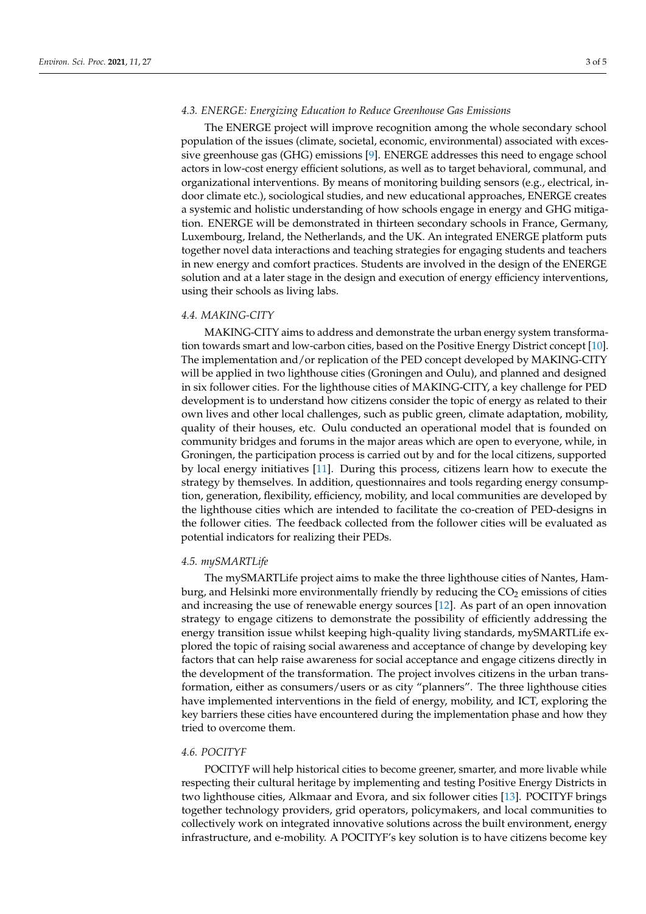### 4.3. ENERGE: Energizing Education to Reduce Greenhouse Gas Emissions

The ENERGE project will improve recognition among the whole secondary school population of the issues (climate, societal, economic, environmental) associated with excessive greenhouse gas (GHG) emissions [9]. ENERGE addresses this need to engage school actors in low-cost energy efficient solutions, as well as to target behavioral, communal, and organizational interventions. By means of monitoring building sensors (e.g., electrical, indoor climate etc.), sociological studies, and new educational approaches, ENERGE creates a systemic and holistic understanding of how schools engage in energy and GHG mitigation. ENERGE will be demonstrated in thirteen secondary schools in France, Germany, Luxembourg, Ireland, the Netherlands, and the UK. An integrated ENERGE platform puts together novel data interactions and teaching strategies for engaging students and teachers in new energy and comfort practices. Students are involved in the design of the ENERGE solution and at a later stage in the design and execution of energy efficiency interventions, using their schools as living labs.

### 4.4. MAKING-CITY

MAKING-CITY aims to address and demonstrate the urban energy system transformation towards smart and low-carbon cities, based on the Positive Energy District concept [10]. The implementation and/or replication of the PED concept developed by MAKING-CITY will be applied in two lighthouse cities (Groningen and Oulu), and planned and designed in six follower cities. For the lighthouse cities of MAKING-CITY, a key challenge for PED development is to understand how citizens consider the topic of energy as related to their own lives and other local challenges, such as public green, climate adaptation, mobility, quality of their houses, etc. Oulu conducted an operational model that is founded on community bridges and forums in the major areas which are open to everyone, while, in Groningen, the participation process is carried out by and for the local citizens, supported by local energy initiatives [11]. During this process, citizens learn how to execute the strategy by themselves. In addition, questionnaires and tools regarding energy consumption, generation, flexibility, efficiency, mobility, and local communities are developed by the lighthouse cities which are intended to facilitate the co-creation of PED-designs in the follower cities. The feedback collected from the follower cities will be evaluated as potential indicators for realizing their PEDs.

### 4.5. mySMARTLife

The mySMARTLife project aims to make the three lighthouse cities of Nantes, Hamburg, and Helsinki more environmentally friendly by reducing the $CO_2$ emissions of cities and increasing the use of renewable energy sources [12]. As part of an open innovation strategy to engage citizens to demonstrate the possibility of efficiently addressing the energy transition issue whilst keeping high-quality living standards, mySMARTLife explored the topic of raising social awareness and acceptance of change by developing key factors that can help raise awareness for social acceptance and engage citizens directly in the development of the transformation. The project involves citizens in the urban transformation, either as consumers/users or as city "planners". The three lighthouse cities have implemented interventions in the field of energy, mobility, and ICT, exploring the key barriers these cities have encountered during the implementation phase and how they tried to overcome them.

### 4.6. POCITYF

POCITYF will help historical cities to become greener, smarter, and more livable while respecting their cultural heritage by implementing and testing Positive Energy Districts in two lighthouse cities, Alkmaar and Evora, and six follower cities [13]. POCITYF brings together technology providers, grid operators, policymakers, and local communities to collectively work on integrated innovative solutions across the built environment, energy infrastructure, and e-mobility. A POCITYF's key solution is to have citizens become key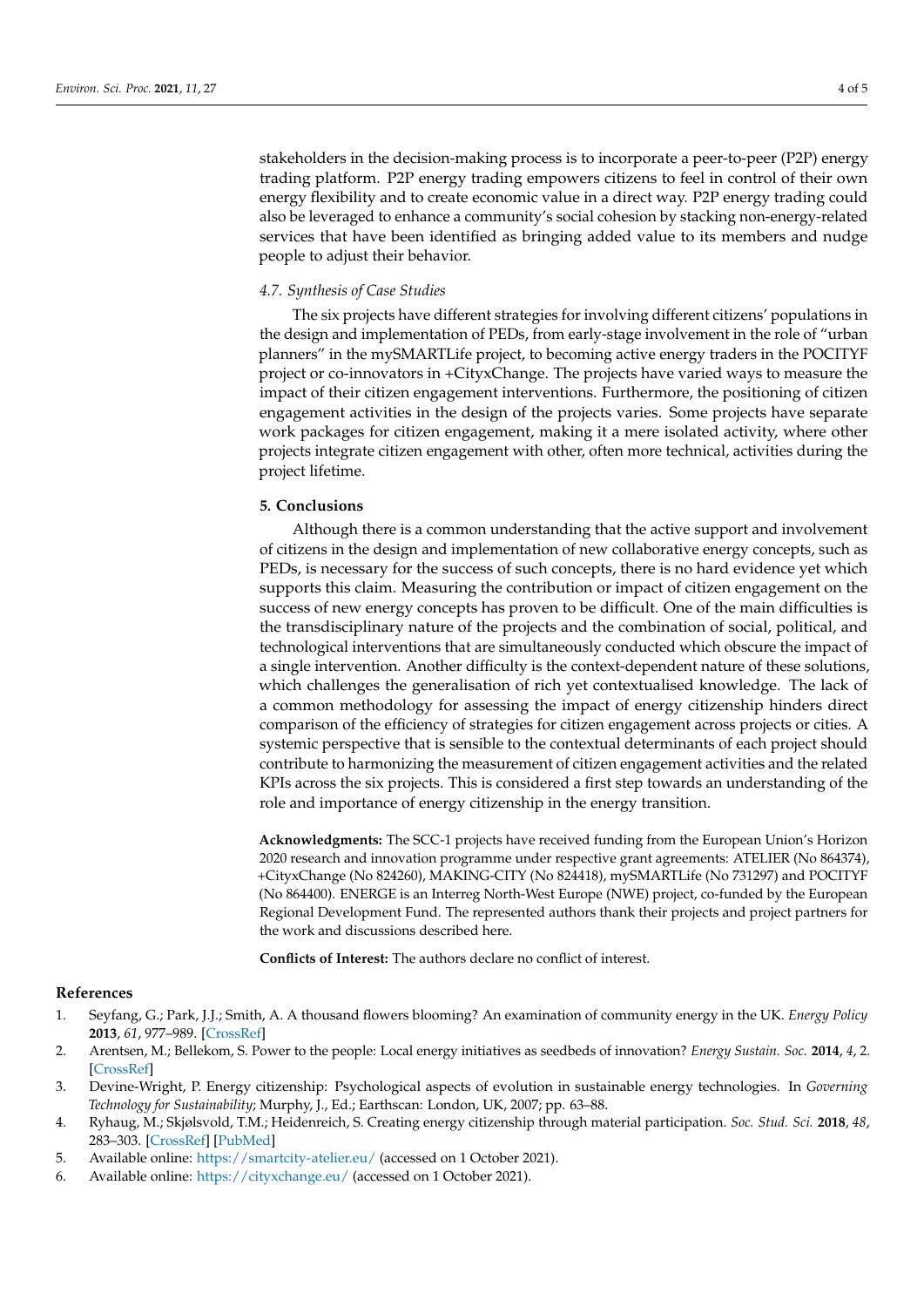stakeholders in the decision-making process is to incorporate a peer-to-peer (P2P) energy trading platform. P2P energy trading empowers citizens to feel in control of their own energy flexibility and to create economic value in a direct way. P2P energy trading could also be leveraged to enhance a community's social cohesion by stacking non-energy-related services that have been identified as bringing added value to its members and nudge people to adjust their behavior.

### *4.7. Synthesis of Case Studies*

The six projects have different strategies for involving different citizens' populations in the design and implementation of PEDs, from early-stage involvement in the role of "urban planners" in the mySMARTLife project, to becoming active energy traders in the POCITYF project or co-innovators in +CityxChange. The projects have varied ways to measure the impact of their citizen engagement interventions. Furthermore, the positioning of citizen engagement activities in the design of the projects varies. Some projects have separate work packages for citizen engagement, making it a mere isolated activity, where other projects integrate citizen engagement with other, often more technical, activities during the project lifetime.

## **5. Conclusions**

Although there is a common understanding that the active support and involvement of citizens in the design and implementation of new collaborative energy concepts, such as PEDs, is necessary for the success of such concepts, there is no hard evidence yet which supports this claim. Measuring the contribution or impact of citizen engagement on the success of new energy concepts has proven to be difficult. One of the main difficulties is the transdisciplinary nature of the projects and the combination of social, political, and technological interventions that are simultaneously conducted which obscure the impact of a single intervention. Another difficulty is the context-dependent nature of these solutions, which challenges the generalisation of rich yet contextualised knowledge. The lack of a common methodology for assessing the impact of energy citizenship hinders direct comparison of the efficiency of strategies for citizen engagement across projects or cities. A systemic perspective that is sensible to the contextual determinants of each project should contribute to harmonizing the measurement of citizen engagement activities and the related KPIs across the six projects. This is considered a first step towards an understanding of the role and importance of energy citizenship in the energy transition.

**Acknowledgments:** The SCC-1 projects have received funding from the European Union's Horizon 2020 research and innovation programme under respective grant agreements: ATELIER (No 864374), +CityxChange (No 824260), MAKING-CITY (No 824418), mySMARTLife (No 731297) and POCITYF (No 864400). ENERGE is an Interreg North-West Europe (NWE) project, co-funded by the European Regional Development Fund. The represented authors thank their projects and project partners for the work and discussions described here.

**Conflicts of Interest:** The authors declare no conflict of interest.

## **References**

1. Seyfang, G.; Park, J.J.; Smith, A. A thousand flowers blooming? An examination of community energy in the UK. *Energy Policy* **2013**, *61*, 977–989. [CrossRef]
2. Arentsen, M.; Bellekom, S. Power to the people: Local energy initiatives as seedbeds of innovation? *Energy Sustain. Soc.* **2014**, *4*, 2. [CrossRef]
3. Devine-Wright, P. Energy citizenship: Psychological aspects of evolution in sustainable energy technologies. In *Governing Technology for Sustainability*; Murphy, J., Ed.; Earthscan: London, UK, 2007; pp. 63–88.
4. Ryhaug, M.; Skjølsvold, T.M.; Heidenreich, S. Creating energy citizenship through material participation. *Soc. Stud. Sci.* **2018**, *48*, 283–303. [CrossRef] [PubMed]
5. Available online: https://smartcity-atelier.eu/ (accessed on 1 October 2021).
6. Available online: https://cityxchange.eu/ (accessed on 1 October 2021).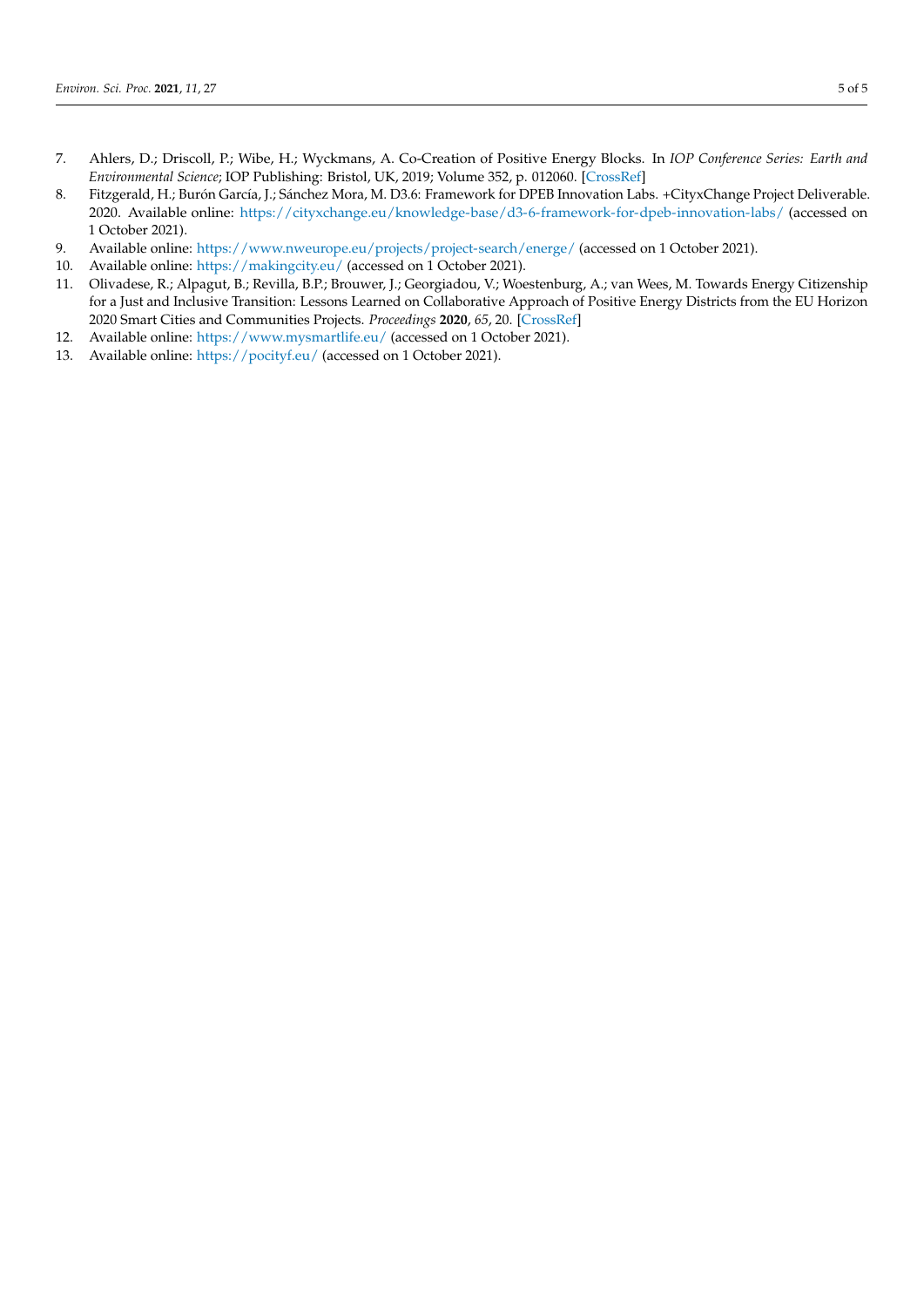7. Ahlers, D.; Driscoll, P.; Wibe, H.; Wyckmans, A. Co-Creation of Positive Energy Blocks. In *IOP Conference Series: Earth and Environmental Science*; IOP Publishing: Bristol, UK, 2019; Volume 352, p. 012060. [CrossRef]
8. Fitzgerald, H.; Burón García, J.; Sánchez Mora, M. D3.6: Framework for DPEB Innovation Labs. +CityxChange Project Deliverable. 2020. Available online: https://cityxchange.eu/knowledge-base/d3-6-framework-for-dpeb-innovation-labs/ (accessed on 1 October 2021).
9. Available online: https://www.nweurope.eu/projects/project-search/energe/ (accessed on 1 October 2021).
10. Available online: https://makingcity.eu/ (accessed on 1 October 2021).
11. Olivadese, R.; Alpagut, B.; Revilla, B.P.; Brouwer, J.; Georgiadou, V.; Woestenburg, A.; van Wees, M. Towards Energy Citizenship for a Just and Inclusive Transition: Lessons Learned on Collaborative Approach of Positive Energy Districts from the EU Horizon 2020 Smart Cities and Communities Projects. *Proceedings* **2020**, *65*, 20. [CrossRef]
12. Available online: https://www.mysmartlife.eu/ (accessed on 1 October 2021).
13. Available online: https://pocityf.eu/ (accessed on 1 October 2021).